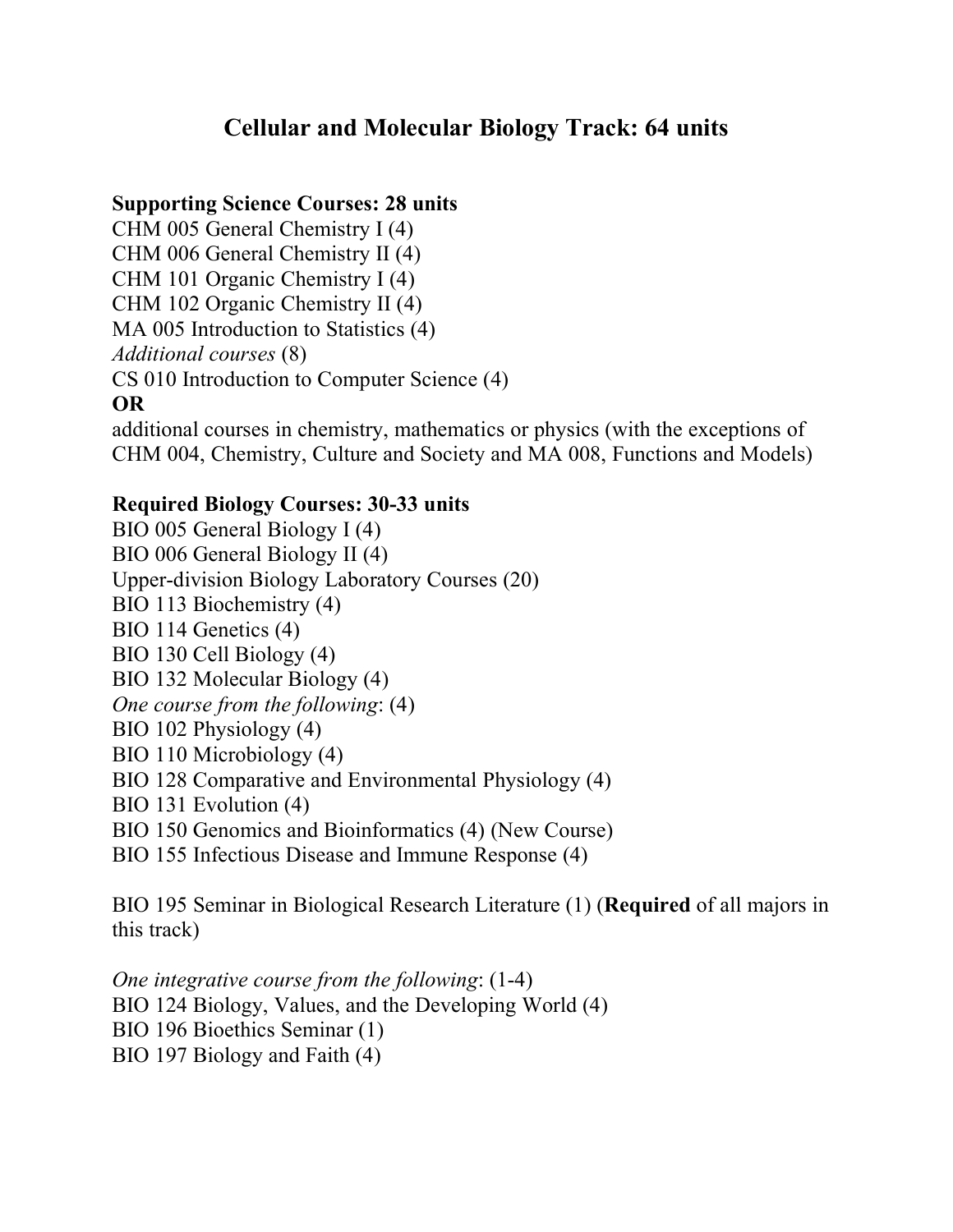# Cellular and Molecular Biology Track: 64 units

**Supporting Science Courses: 28 units**

CHM 005 General Chemistry I (4)
CHM 006 General Chemistry II (4)
CHM 101 Organic Chemistry I (4)
CHM 102 Organic Chemistry II (4)
MA 005 Introduction to Statistics (4)
*Additional courses* (8)
CS 010 Introduction to Computer Science (4)
**OR**
additional courses in chemistry, mathematics or physics (with the exceptions of CHM 004, Chemistry, Culture and Society and MA 008, Functions and Models)

**Required Biology Courses: 30-33 units**

BIO 005 General Biology I (4)
BIO 006 General Biology II (4)
Upper-division Biology Laboratory Courses (20)
BIO 113 Biochemistry (4)
BIO 114 Genetics (4)
BIO 130 Cell Biology (4)
BIO 132 Molecular Biology (4)
*One course from the following*: (4)
BIO 102 Physiology (4)
BIO 110 Microbiology (4)
BIO 128 Comparative and Environmental Physiology (4)
BIO 131 Evolution (4)
BIO 150 Genomics and Bioinformatics (4) (New Course)
BIO 155 Infectious Disease and Immune Response (4)

BIO 195 Seminar in Biological Research Literature (1) (**Required** of all majors in this track)

*One integrative course from the following*: (1-4)
BIO 124 Biology, Values, and the Developing World (4)
BIO 196 Bioethics Seminar (1)
BIO 197 Biology and Faith (4)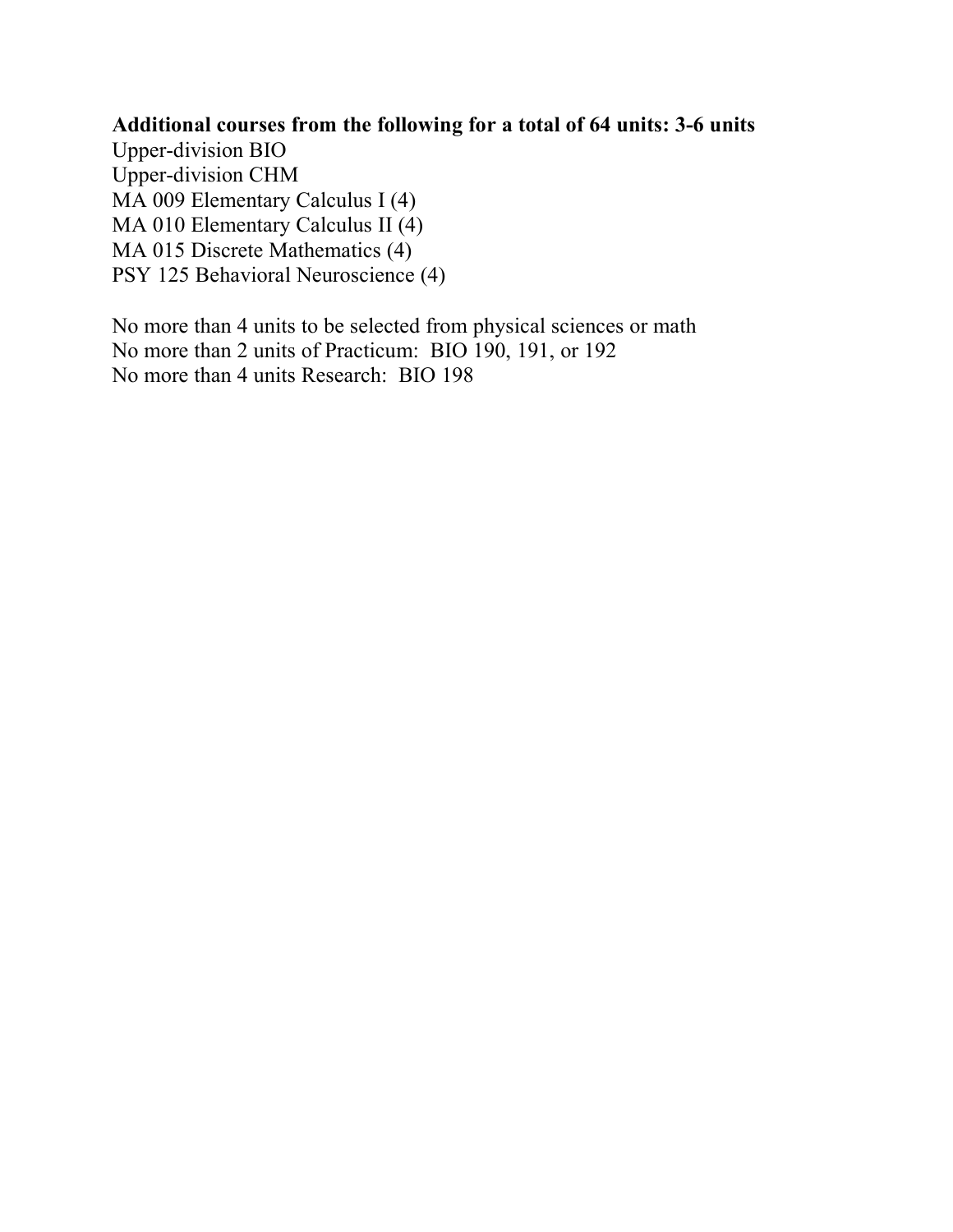**Additional courses from the following for a total of 64 units: 3-6 units**

Upper-division BIO
Upper-division CHM
MA 009 Elementary Calculus I (4)
MA 010 Elementary Calculus II (4)
MA 015 Discrete Mathematics (4)
PSY 125 Behavioral Neuroscience (4)

No more than 4 units to be selected from physical sciences or math
No more than 2 units of Practicum: BIO 190, 191, or 192
No more than 4 units Research: BIO 198